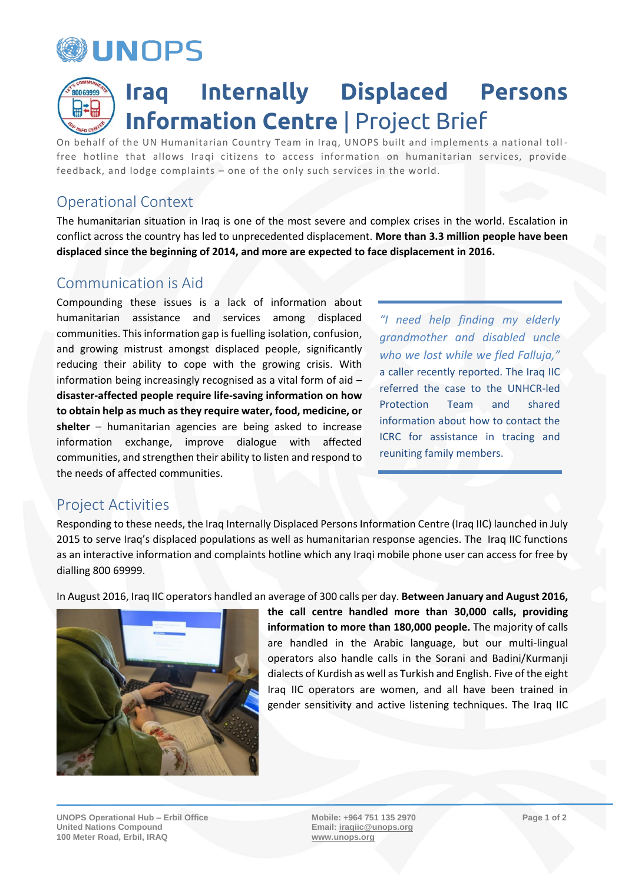# Iraq Internally Displaced Persons Information Centre | Project Brief

On behalf of the UN Humanitarian Country Team in Iraq, UNOPS built and implements a national toll-free hotline that allows Iraqi citizens to access information on humanitarian services, provide feedback, and lodge complaints – one of the only such services in the world.

## Operational Context

The humanitarian situation in Iraq is one of the most severe and complex crises in the world. Escalation in conflict across the country has led to unprecedented displacement. **More than 3.3 million people have been displaced since the beginning of 2014, and more are expected to face displacement in 2016.**

## Communication is Aid

Compounding these issues is a lack of information about humanitarian assistance and services among displaced communities. This information gap is fuelling isolation, confusion, and growing mistrust amongst displaced people, significantly reducing their ability to cope with the growing crisis. With information being increasingly recognised as a vital form of aid – **disaster-affected people require life-saving information on how to obtain help as much as they require water, food, medicine, or shelter** – humanitarian agencies are being asked to increase information exchange, improve dialogue with affected communities, and strengthen their ability to listen and respond to the needs of affected communities.

> *"I need help finding my elderly grandmother and disabled uncle who we lost while we fled Falluja,"* a caller recently reported. The Iraq IIC referred the case to the UNHCR-led Protection Team and shared information about how to contact the ICRC for assistance in tracing and reuniting family members.

## Project Activities

Responding to these needs, the Iraq Internally Displaced Persons Information Centre (Iraq IIC) launched in July 2015 to serve Iraq's displaced populations as well as humanitarian response agencies. The Iraq IIC functions as an interactive information and complaints hotline which any Iraqi mobile phone user can access for free by dialling 800 69999.

In August 2016, Iraq IIC operators handled an average of 300 calls per day. **Between January and August 2016, the call centre handled more than 30,000 calls, providing information to more than 180,000 people.** The majority of calls are handled in the Arabic language, but our multi-lingual operators also handle calls in the Sorani and Badini/Kurmanji dialects of Kurdish as well as Turkish and English. Five of the eight Iraq IIC operators are women, and all have been trained in gender sensitivity and active listening techniques. The Iraq IIC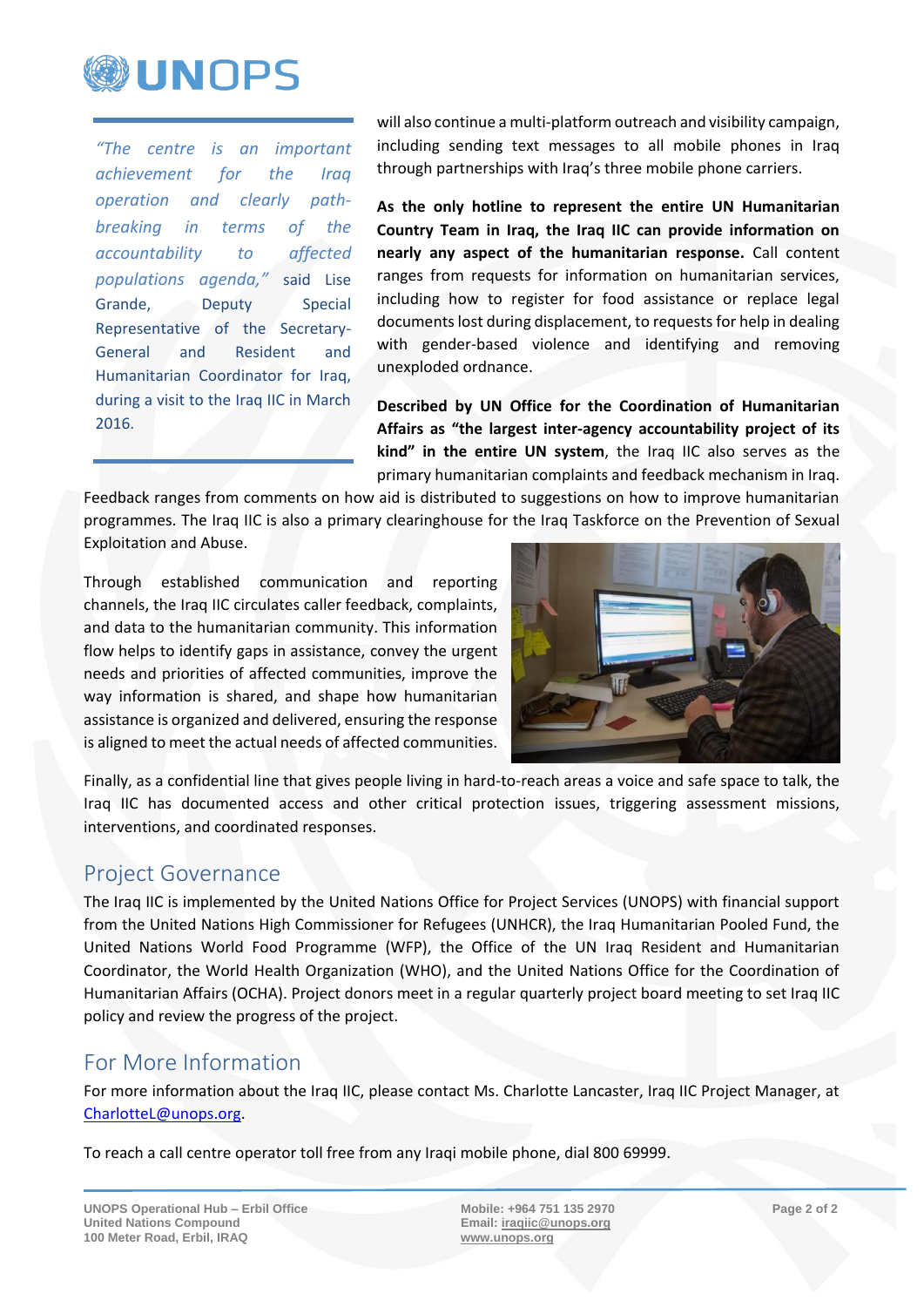> *"The centre is an important achievement for the Iraq operation and clearly path-breaking in terms of the accountability to affected populations agenda,"* said Lise Grande, Deputy Special Representative of the Secretary-General and Resident and Humanitarian Coordinator for Iraq, during a visit to the Iraq IIC in March 2016.

will also continue a multi-platform outreach and visibility campaign, including sending text messages to all mobile phones in Iraq through partnerships with Iraq's three mobile phone carriers.

**As the only hotline to represent the entire UN Humanitarian Country Team in Iraq, the Iraq IIC can provide information on nearly any aspect of the humanitarian response.** Call content ranges from requests for information on humanitarian services, including how to register for food assistance or replace legal documents lost during displacement, to requests for help in dealing with gender-based violence and identifying and removing unexploded ordnance.

**Described by UN Office for the Coordination of Humanitarian Affairs as "the largest inter-agency accountability project of its kind" in the entire UN system**, the Iraq IIC also serves as the primary humanitarian complaints and feedback mechanism in Iraq. Feedback ranges from comments on how aid is distributed to suggestions on how to improve humanitarian programmes. The Iraq IIC is also a primary clearinghouse for the Iraq Taskforce on the Prevention of Sexual Exploitation and Abuse.

Through established communication and reporting channels, the Iraq IIC circulates caller feedback, complaints, and data to the humanitarian community. This information flow helps to identify gaps in assistance, convey the urgent needs and priorities of affected communities, improve the way information is shared, and shape how humanitarian assistance is organized and delivered, ensuring the response is aligned to meet the actual needs of affected communities.

Finally, as a confidential line that gives people living in hard-to-reach areas a voice and safe space to talk, the Iraq IIC has documented access and other critical protection issues, triggering assessment missions, interventions, and coordinated responses.

## Project Governance

The Iraq IIC is implemented by the United Nations Office for Project Services (UNOPS) with financial support from the United Nations High Commissioner for Refugees (UNHCR), the Iraq Humanitarian Pooled Fund, the United Nations World Food Programme (WFP), the Office of the UN Iraq Resident and Humanitarian Coordinator, the World Health Organization (WHO), and the United Nations Office for the Coordination of Humanitarian Affairs (OCHA). Project donors meet in a regular quarterly project board meeting to set Iraq IIC policy and review the progress of the project.

## For More Information

For more information about the Iraq IIC, please contact Ms. Charlotte Lancaster, Iraq IIC Project Manager, at CharlotteL@unops.org.

To reach a call centre operator toll free from any Iraqi mobile phone, dial 800 69999.

UNOPS Operational Hub – Erbil Office
United Nations Compound
100 Meter Road, Erbil, IRAQ

Mobile: +964 751 135 2970
Email: iraqiic@unops.org
www.unops.org